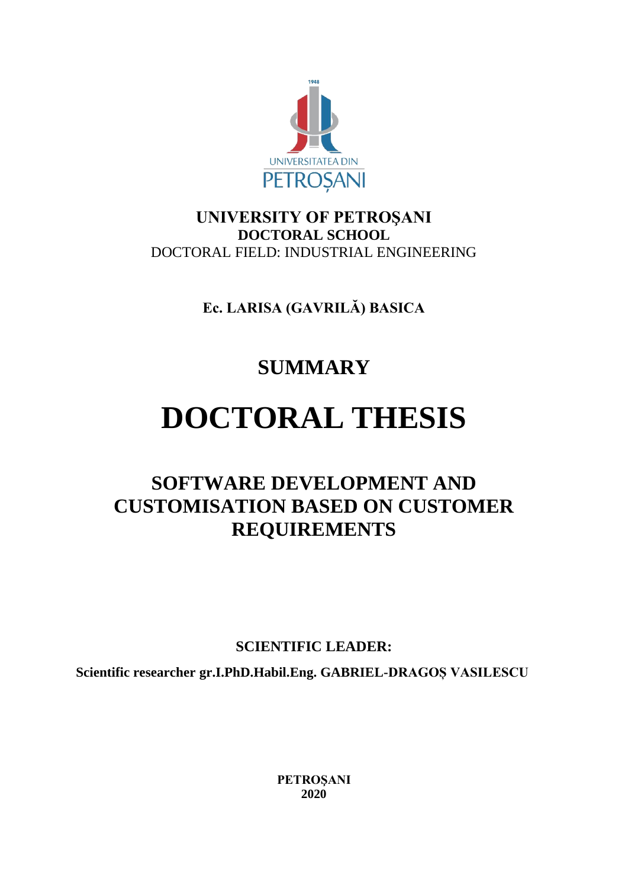**UNIVERSITY OF PETROŞANI**
**DOCTORAL SCHOOL**
DOCTORAL FIELD: INDUSTRIAL ENGINEERING

**Ec. LARISA (GAVRILĂ) BASICA**

## SUMMARY

# DOCTORAL THESIS

## SOFTWARE DEVELOPMENT AND CUSTOMISATION BASED ON CUSTOMER REQUIREMENTS

**SCIENTIFIC LEADER:**

**Scientific researcher gr.I.PhD.Habil.Eng. GABRIEL-DRAGOŞ VASILESCU**

**PETROŞANI**
**2020**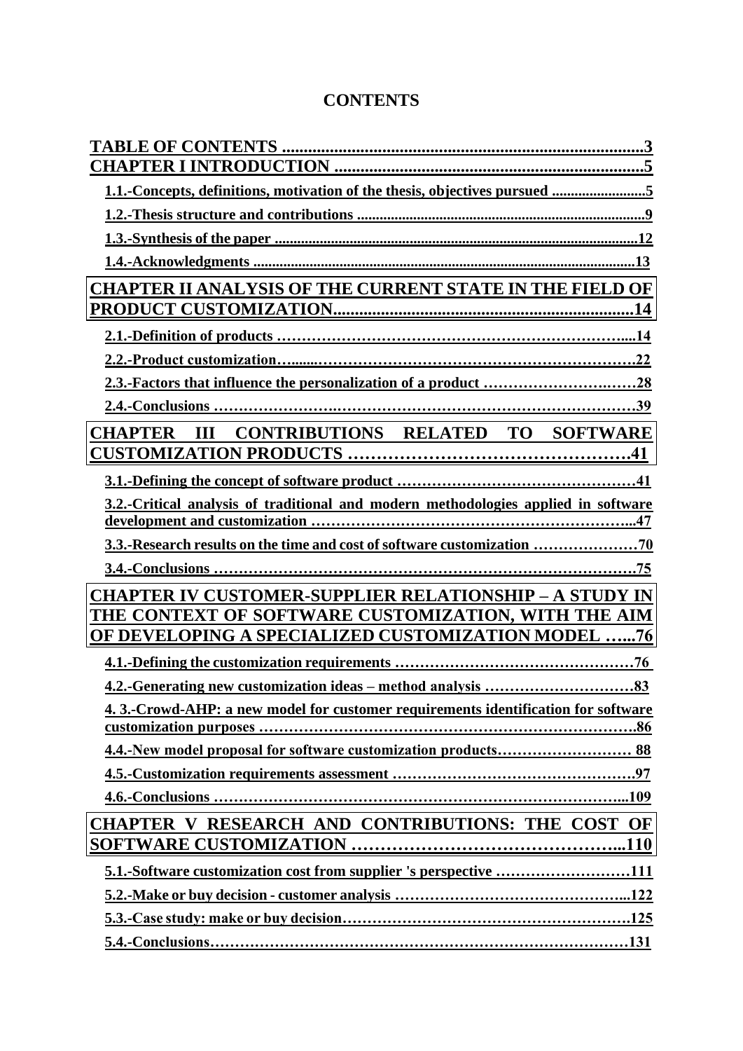# CONTENTS

**TABLE OF CONTENTS ..................................................................................3**

**CHAPTER I INTRODUCTION ......................................................................5**

**1.1.-Concepts, definitions, motivation of the thesis, objectives pursued .........................5**

**1.2.-Thesis structure and contributions .............................................................................9**

**1.3.-Synthesis of the paper .................................................................................................12**

**1.4.-Acknowledgments ......................................................................................................13**

**CHAPTER II ANALYSIS OF THE CURRENT STATE IN THE FIELD OF PRODUCT CUSTOMIZATION.......................................................................14**

**2.1.-Definition of products ……………………………………………………………....14**

**2.2.-Product customization…......………………………………………………………….22**

**2.3.-Factors that influence the personalization of a product ……………………….……28**

**2.4.-Conclusions ……………………….…………………………………………………39**

**CHAPTER III CONTRIBUTIONS RELATED TO SOFTWARE CUSTOMIZATION PRODUCTS ……………………………………….41**

**3.1.-Defining the concept of software product …………………………………………41**

**3.2.-Critical analysis of traditional and modern methodologies applied in software development and customization ………………………………………………………...47**

**3.3.-Research results on the time and cost of software customization …………………70**

**3.4.-Conclusions …………………………………………………………………….75**

**CHAPTER IV CUSTOMER-SUPPLIER RELATIONSHIP – A STUDY IN THE CONTEXT OF SOFTWARE CUSTOMIZATION, WITH THE AIM OF DEVELOPING A SPECIALIZED CUSTOMIZATION MODEL …...76**

**4.1.-Defining the customization requirements …………………………………………76**

**4.2.-Generating new customization ideas – method analysis …………………………83**

**4. 3.-Crowd-AHP: a new model for customer requirements identification for software customization purposes …………………………………………………………………..86**

**4.4.-New model proposal for software customization products……………………… 88**

**4.5.-Customization requirements assessment …………………………………………97**

**4.6.-Conclusions ………………………………………………………………...109**

**CHAPTER V RESEARCH AND CONTRIBUTIONS: THE COST OF SOFTWARE CUSTOMIZATION ………………………………………...110**

**5.1.-Software customization cost from supplier 's perspective ………………………111**

**5.2.-Make or buy decision - customer analysis ……………………………………...122**

**5.3.-Case study: make or buy decision…………………………………………………125**

**5.4.-Conclusions…………………………………………………………………………131**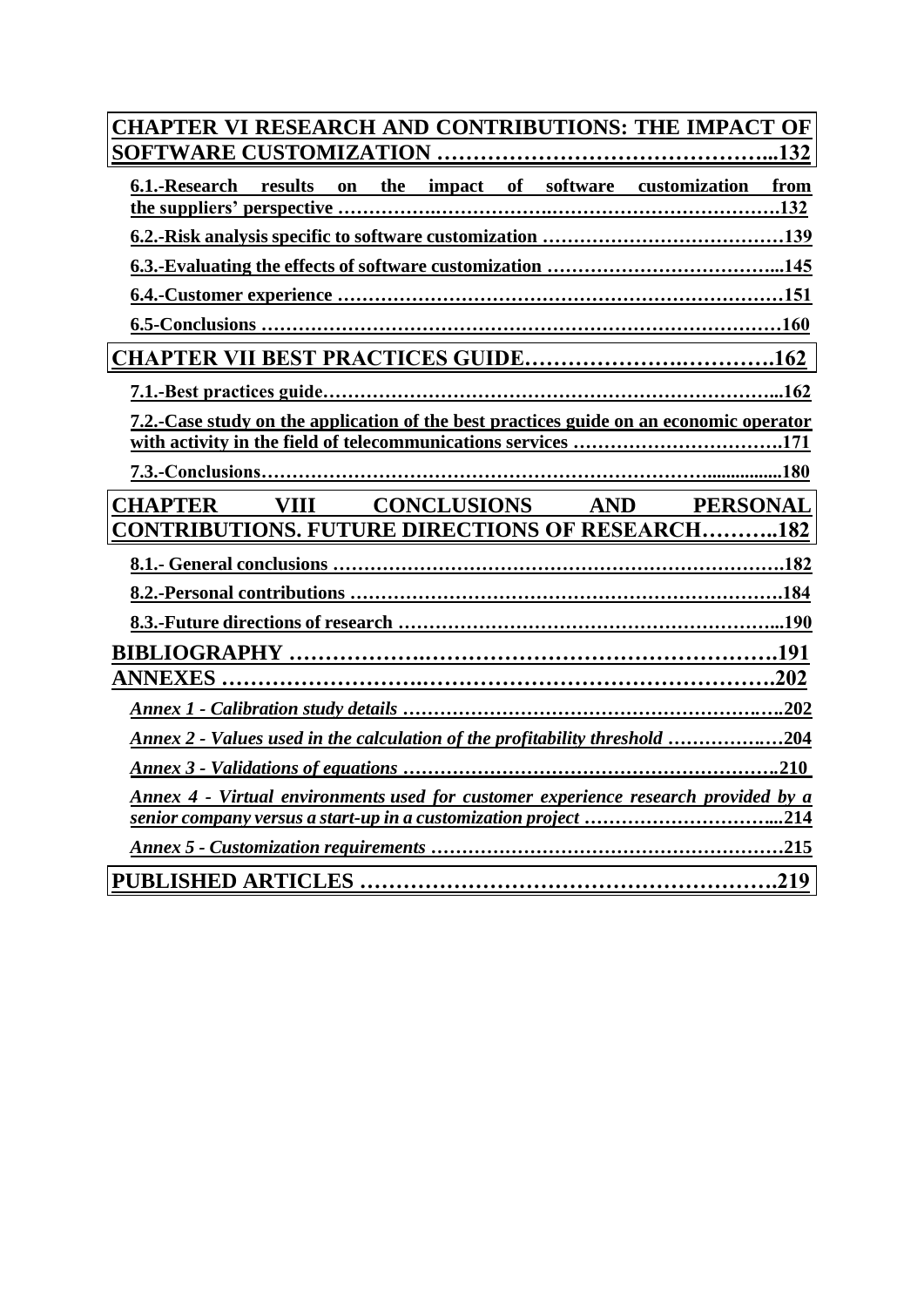**CHAPTER VI RESEARCH AND CONTRIBUTIONS: THE IMPACT OF SOFTWARE CUSTOMIZATION ……………………………………...132**

**6.1.-Research results on the impact of software customization from the suppliers' perspective …………….……………….…………………………….132**

**6.2.-Risk analysis specific to software customization …………………………………139**

**6.3.-Evaluating the effects of software customization ………………………………...145**

**6.4.-Customer experience ……………………………………………………………151**

**6.5-Conclusions ……………………………………………………………………….160**

**CHAPTER VII BEST PRACTICES GUIDE……………….………….162**

**7.1.-Best practices guide……………………………………………………………...162**

**7.2.-Case study on the application of the best practices guide on an economic operator with activity in the field of telecommunications services ……………………………..171**

**7.3.-Conclusions………………………………………………………………...............180**

**CHAPTER VIII CONCLUSIONS AND PERSONAL CONTRIBUTIONS. FUTURE DIRECTIONS OF RESEARCH………..182**

**8.1.- General conclusions ………………………………………………………………182**

**8.2.-Personal contributions …………………………………………………………….184**

**8.3.-Future directions of research ……………………………………………………...190**

**BIBLIOGRAPHY ……………….…………………………………….191**

**ANNEXES ……………………….……………………………………….202**

***Annex 1 - Calibration study details ………………………………………………….…..202***

***Annex 2 - Values used in the calculation of the profitability threshold ………….…204***

***Annex 3 - Validations of equations …………………………………………………..210***

***Annex 4 - Virtual environments used for customer experience research provided by a senior company versus a start-up in a customization project ………………………...214***

***Annex 5 - Customization requirements …………………………………………………215***

**PUBLISHED ARTICLES ………………………………………………..219**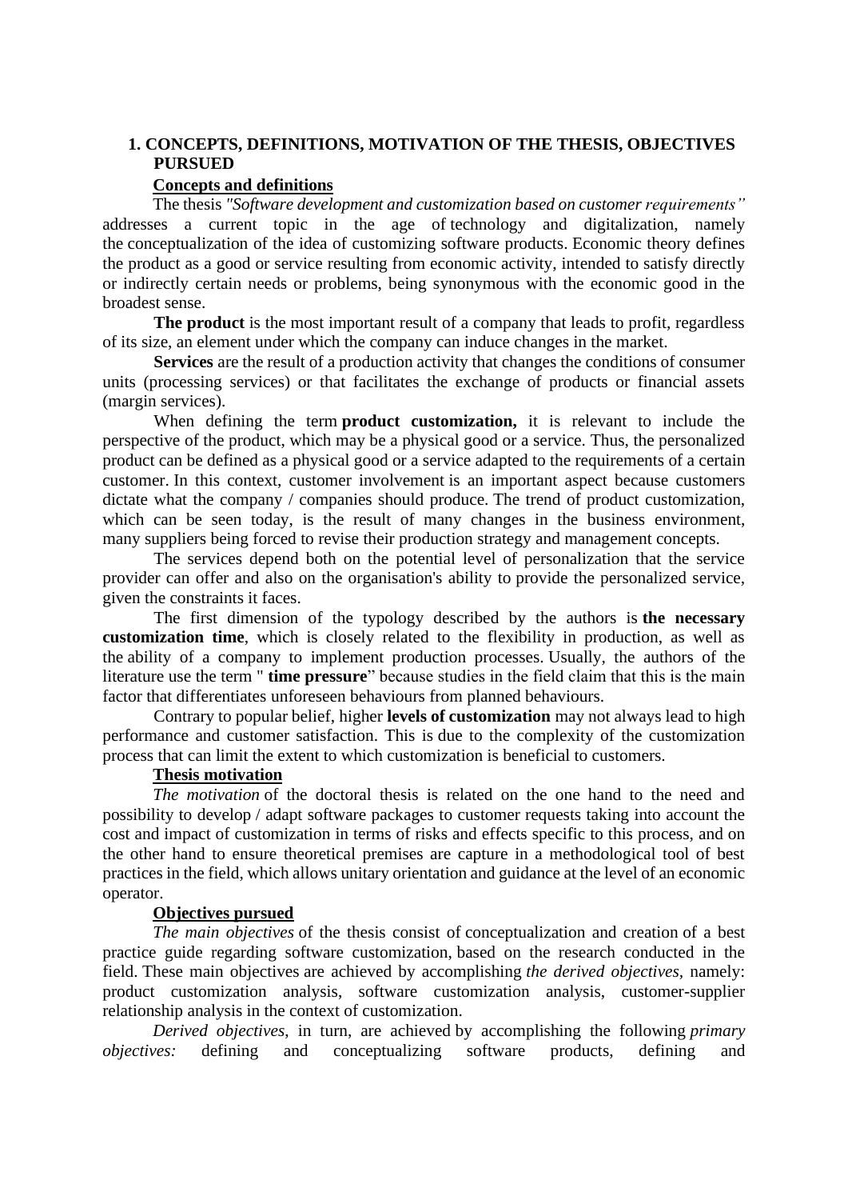# 1. CONCEPTS, DEFINITIONS, MOTIVATION OF THE THESIS, OBJECTIVES PURSUED

## Concepts and definitions

The thesis *"Software development and customization based on customer requirements"* addresses a current topic in the age of technology and digitalization, namely the conceptualization of the idea of customizing software products. Economic theory defines the product as a good or service resulting from economic activity, intended to satisfy directly or indirectly certain needs or problems, being synonymous with the economic good in the broadest sense.

**The product** is the most important result of a company that leads to profit, regardless of its size, an element under which the company can induce changes in the market.

**Services** are the result of a production activity that changes the conditions of consumer units (processing services) or that facilitates the exchange of products or financial assets (margin services).

When defining the term **product customization,** it is relevant to include the perspective of the product, which may be a physical good or a service. Thus, the personalized product can be defined as a physical good or a service adapted to the requirements of a certain customer. In this context, customer involvement is an important aspect because customers dictate what the company / companies should produce. The trend of product customization, which can be seen today, is the result of many changes in the business environment, many suppliers being forced to revise their production strategy and management concepts.

The services depend both on the potential level of personalization that the service provider can offer and also on the organisation's ability to provide the personalized service, given the constraints it faces.

The first dimension of the typology described by the authors is **the necessary customization time**, which is closely related to the flexibility in production, as well as the ability of a company to implement production processes. Usually, the authors of the literature use the term " **time pressure**" because studies in the field claim that this is the main factor that differentiates unforeseen behaviours from planned behaviours.

Contrary to popular belief, higher **levels of customization** may not always lead to high performance and customer satisfaction. This is due to the complexity of the customization process that can limit the extent to which customization is beneficial to customers.

## Thesis motivation

*The motivation* of the doctoral thesis is related on the one hand to the need and possibility to develop / adapt software packages to customer requests taking into account the cost and impact of customization in terms of risks and effects specific to this process, and on the other hand to ensure theoretical premises are capture in a methodological tool of best practices in the field, which allows unitary orientation and guidance at the level of an economic operator.

## Objectives pursued

*The main objectives* of the thesis consist of conceptualization and creation of a best practice guide regarding software customization, based on the research conducted in the field. These main objectives are achieved by accomplishing *the derived objectives,* namely: product customization analysis, software customization analysis, customer-supplier relationship analysis in the context of customization.

*Derived objectives*, in turn, are achieved by accomplishing the following *primary objectives:* defining and conceptualizing software products, defining and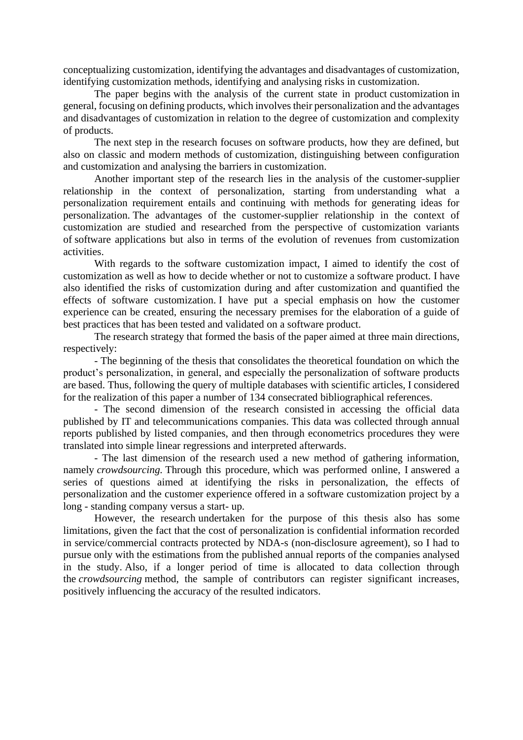conceptualizing customization, identifying the advantages and disadvantages of customization, identifying customization methods, identifying and analysing risks in customization.

The paper begins with the analysis of the current state in product customization in general, focusing on defining products, which involves their personalization and the advantages and disadvantages of customization in relation to the degree of customization and complexity of products.

The next step in the research focuses on software products, how they are defined, but also on classic and modern methods of customization, distinguishing between configuration and customization and analysing the barriers in customization.

Another important step of the research lies in the analysis of the customer-supplier relationship in the context of personalization, starting from understanding what a personalization requirement entails and continuing with methods for generating ideas for personalization. The advantages of the customer-supplier relationship in the context of customization are studied and researched from the perspective of customization variants of software applications but also in terms of the evolution of revenues from customization activities.

With regards to the software customization impact, I aimed to identify the cost of customization as well as how to decide whether or not to customize a software product. I have also identified the risks of customization during and after customization and quantified the effects of software customization. I have put a special emphasis on how the customer experience can be created, ensuring the necessary premises for the elaboration of a guide of best practices that has been tested and validated on a software product.

The research strategy that formed the basis of the paper aimed at three main directions, respectively:

- The beginning of the thesis that consolidates the theoretical foundation on which the product's personalization, in general, and especially the personalization of software products are based. Thus, following the query of multiple databases with scientific articles, I considered for the realization of this paper a number of 134 consecrated bibliographical references.

- The second dimension of the research consisted in accessing the official data published by IT and telecommunications companies. This data was collected through annual reports published by listed companies, and then through econometrics procedures they were translated into simple linear regressions and interpreted afterwards.

- The last dimension of the research used a new method of gathering information, namely *crowdsourcing.* Through this procedure, which was performed online, I answered a series of questions aimed at identifying the risks in personalization, the effects of personalization and the customer experience offered in a software customization project by a long - standing company versus a start- up.

However, the research undertaken for the purpose of this thesis also has some limitations, given the fact that the cost of personalization is confidential information recorded in service/commercial contracts protected by NDA-s (non-disclosure agreement), so I had to pursue only with the estimations from the published annual reports of the companies analysed in the study. Also, if a longer period of time is allocated to data collection through the *crowdsourcing* method, the sample of contributors can register significant increases, positively influencing the accuracy of the resulted indicators.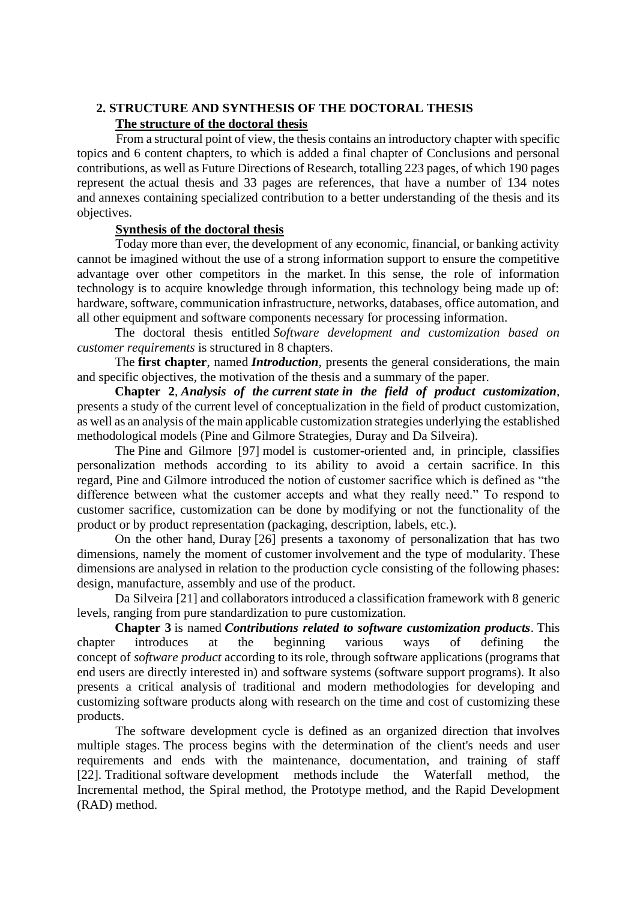## 2. STRUCTURE AND SYNTHESIS OF THE DOCTORAL THESIS

### The structure of the doctoral thesis

From a structural point of view, the thesis contains an introductory chapter with specific topics and 6 content chapters, to which is added a final chapter of Conclusions and personal contributions, as well as Future Directions of Research, totalling 223 pages, of which 190 pages represent the actual thesis and 33 pages are references, that have a number of 134 notes and annexes containing specialized contribution to a better understanding of the thesis and its objectives.

### Synthesis of the doctoral thesis

Today more than ever, the development of any economic, financial, or banking activity cannot be imagined without the use of a strong information support to ensure the competitive advantage over other competitors in the market. In this sense, the role of information technology is to acquire knowledge through information, this technology being made up of: hardware, software, communication infrastructure, networks, databases, office automation, and all other equipment and software components necessary for processing information.

The doctoral thesis entitled *Software development and customization based on customer requirements* is structured in 8 chapters.

The **first chapter**, named ***Introduction***, presents the general considerations, the main and specific objectives, the motivation of the thesis and a summary of the paper.

**Chapter 2**, ***Analysis of the current state in the field of product customization***, presents a study of the current level of conceptualization in the field of product customization, as well as an analysis of the main applicable customization strategies underlying the established methodological models (Pine and Gilmore Strategies, Duray and Da Silveira).

The Pine and Gilmore [97] model is customer-oriented and, in principle, classifies personalization methods according to its ability to avoid a certain sacrifice. In this regard, Pine and Gilmore introduced the notion of customer sacrifice which is defined as "the difference between what the customer accepts and what they really need." To respond to customer sacrifice, customization can be done by modifying or not the functionality of the product or by product representation (packaging, description, labels, etc.).

On the other hand, Duray [26] presents a taxonomy of personalization that has two dimensions, namely the moment of customer involvement and the type of modularity. These dimensions are analysed in relation to the production cycle consisting of the following phases: design, manufacture, assembly and use of the product.

Da Silveira [21] and collaborators introduced a classification framework with 8 generic levels, ranging from pure standardization to pure customization.

**Chapter 3** is named ***Contributions related to software customization products***. This chapter introduces at the beginning various ways of defining the concept of *software product* according to its role, through software applications (programs that end users are directly interested in) and software systems (software support programs). It also presents a critical analysis of traditional and modern methodologies for developing and customizing software products along with research on the time and cost of customizing these products.

The software development cycle is defined as an organized direction that involves multiple stages. The process begins with the determination of the client's needs and user requirements and ends with the maintenance, documentation, and training of staff [22]. Traditional software development methods include the Waterfall method, the Incremental method, the Spiral method, the Prototype method, and the Rapid Development (RAD) method.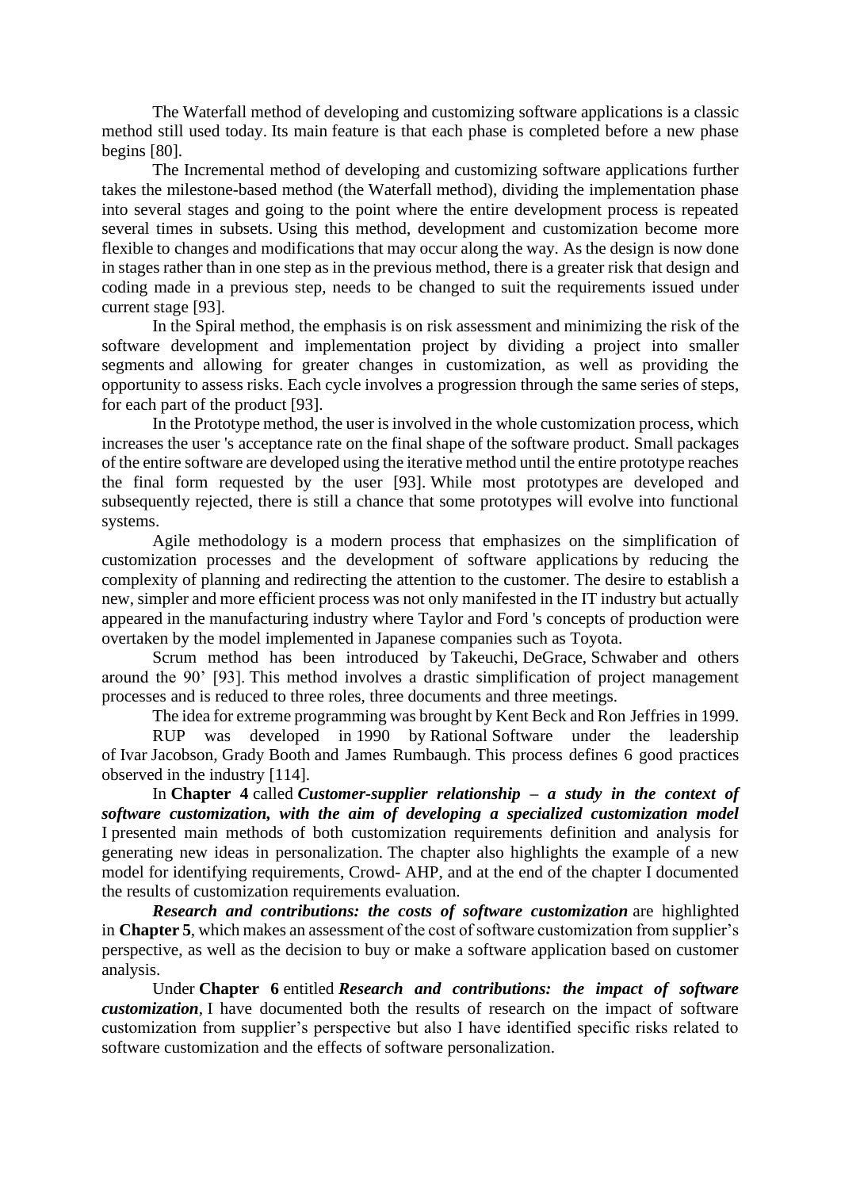The Waterfall method of developing and customizing software applications is a classic method still used today. Its main feature is that each phase is completed before a new phase begins [80].

The Incremental method of developing and customizing software applications further takes the milestone-based method (the Waterfall method), dividing the implementation phase into several stages and going to the point where the entire development process is repeated several times in subsets. Using this method, development and customization become more flexible to changes and modifications that may occur along the way. As the design is now done in stages rather than in one step as in the previous method, there is a greater risk that design and coding made in a previous step, needs to be changed to suit the requirements issued under current stage [93].

In the Spiral method, the emphasis is on risk assessment and minimizing the risk of the software development and implementation project by dividing a project into smaller segments and allowing for greater changes in customization, as well as providing the opportunity to assess risks. Each cycle involves a progression through the same series of steps, for each part of the product [93].

In the Prototype method, the user is involved in the whole customization process, which increases the user 's acceptance rate on the final shape of the software product. Small packages of the entire software are developed using the iterative method until the entire prototype reaches the final form requested by the user [93]. While most prototypes are developed and subsequently rejected, there is still a chance that some prototypes will evolve into functional systems.

Agile methodology is a modern process that emphasizes on the simplification of customization processes and the development of software applications by reducing the complexity of planning and redirecting the attention to the customer. The desire to establish a new, simpler and more efficient process was not only manifested in the IT industry but actually appeared in the manufacturing industry where Taylor and Ford 's concepts of production were overtaken by the model implemented in Japanese companies such as Toyota.

Scrum method has been introduced by Takeuchi, DeGrace, Schwaber and others around the 90' [93]. This method involves a drastic simplification of project management processes and is reduced to three roles, three documents and three meetings.

The idea for extreme programming was brought by Kent Beck and Ron Jeffries in 1999.

RUP was developed in 1990 by Rational Software under the leadership of Ivar Jacobson, Grady Booth and James Rumbaugh. This process defines 6 good practices observed in the industry [114].

In **Chapter 4** called ***Customer-supplier relationship – a study in the context of software customization, with the aim of developing a specialized customization model*** I presented main methods of both customization requirements definition and analysis for generating new ideas in personalization. The chapter also highlights the example of a new model for identifying requirements, Crowd- AHP, and at the end of the chapter I documented the results of customization requirements evaluation.

***Research and contributions: the costs of software customization*** are highlighted in **Chapter 5**, which makes an assessment of the cost of software customization from supplier's perspective, as well as the decision to buy or make a software application based on customer analysis.

Under **Chapter 6** entitled ***Research and contributions: the impact of software customization***, I have documented both the results of research on the impact of software customization from supplier's perspective but also I have identified specific risks related to software customization and the effects of software personalization.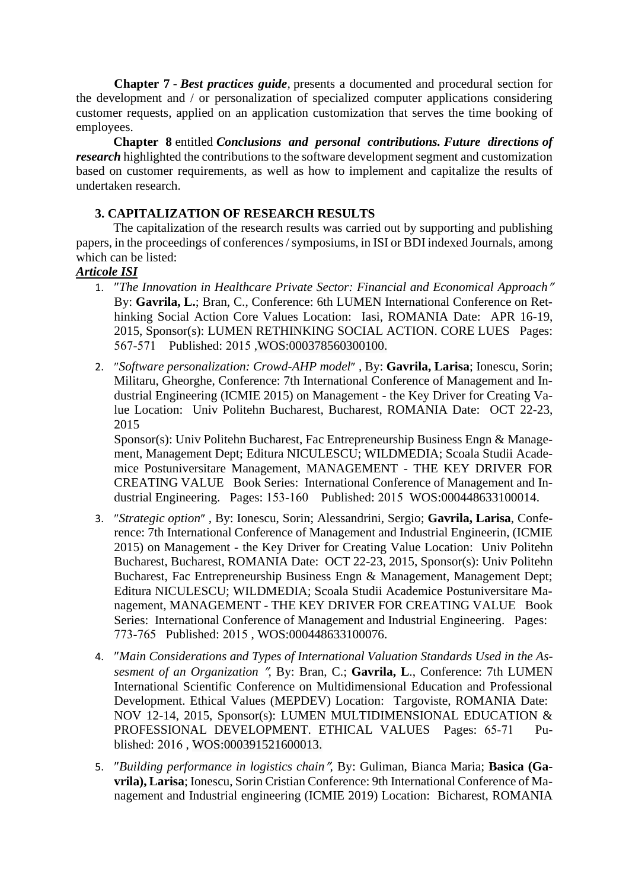**Chapter 7** - ***Best practices guide***, presents a documented and procedural section for the development and / or personalization of specialized computer applications considering customer requests, applied on an application customization that serves the time booking of employees.

**Chapter 8** entitled ***Conclusions and personal contributions. Future directions of research*** highlighted the contributions to the software development segment and customization based on customer requirements, as well as how to implement and capitalize the results of undertaken research.

## 3. CAPITALIZATION OF RESEARCH RESULTS

The capitalization of the research results was carried out by supporting and publishing papers, in the proceedings of conferences / symposiums, in ISI or BDI indexed Journals, among which can be listed:

***Articole ISI***

1. *"The Innovation in Healthcare Private Sector: Financial and Economical Approach"* By: **Gavrila, L.**; Bran, C., Conference: 6th LUMEN International Conference on Rethinking Social Action Core Values Location: Iasi, ROMANIA Date: APR 16-19, 2015, Sponsor(s): LUMEN RETHINKING SOCIAL ACTION. CORE LUES Pages: 567-571 Published: 2015 ,WOS:000378560300100.

2. *"Software personalization: Crowd-AHP model"* , By: **Gavrila, Larisa**; Ionescu, Sorin; Militaru, Gheorghe, Conference: 7th International Conference of Management and Industrial Engineering (ICMIE 2015) on Management - the Key Driver for Creating Value Location: Univ Politehn Bucharest, Bucharest, ROMANIA Date: OCT 22-23, 2015

   Sponsor(s): Univ Politehn Bucharest, Fac Entrepreneurship Business Engn & Management, Management Dept; Editura NICULESCU; WILDMEDIA; Scoala Studii Academice Postuniversitare Management, MANAGEMENT - THE KEY DRIVER FOR CREATING VALUE Book Series: International Conference of Management and Industrial Engineering. Pages: 153-160 Published: 2015 WOS:000448633100014.

3. *"Strategic option"* , By: Ionescu, Sorin; Alessandrini, Sergio; **Gavrila, Larisa**, Conference: 7th International Conference of Management and Industrial Engineerin, (ICMIE 2015) on Management - the Key Driver for Creating Value Location: Univ Politehn Bucharest, Bucharest, ROMANIA Date: OCT 22-23, 2015, Sponsor(s): Univ Politehn Bucharest, Fac Entrepreneurship Business Engn & Management, Management Dept; Editura NICULESCU; WILDMEDIA; Scoala Studii Academice Postuniversitare Management, MANAGEMENT - THE KEY DRIVER FOR CREATING VALUE Book Series: International Conference of Management and Industrial Engineering. Pages: 773-765 Published: 2015 , WOS:000448633100076.

4. *"Main Considerations and Types of International Valuation Standards Used in the Assesment of an Organization "*, By: Bran, C.; **Gavrila, L**., Conference: 7th LUMEN International Scientific Conference on Multidimensional Education and Professional Development. Ethical Values (MEPDEV) Location: Targoviste, ROMANIA Date: NOV 12-14, 2015, Sponsor(s): LUMEN MULTIDIMENSIONAL EDUCATION & PROFESSIONAL DEVELOPMENT. ETHICAL VALUES Pages: 65-71 Published: 2016 , WOS:000391521600013.

5. *"Building performance in logistics chain"*, By: Guliman, Bianca Maria; **Basica (Gavrila), Larisa**; Ionescu, Sorin Cristian Conference: 9th International Conference of Management and Industrial engineering (ICMIE 2019) Location: Bicharest, ROMANIA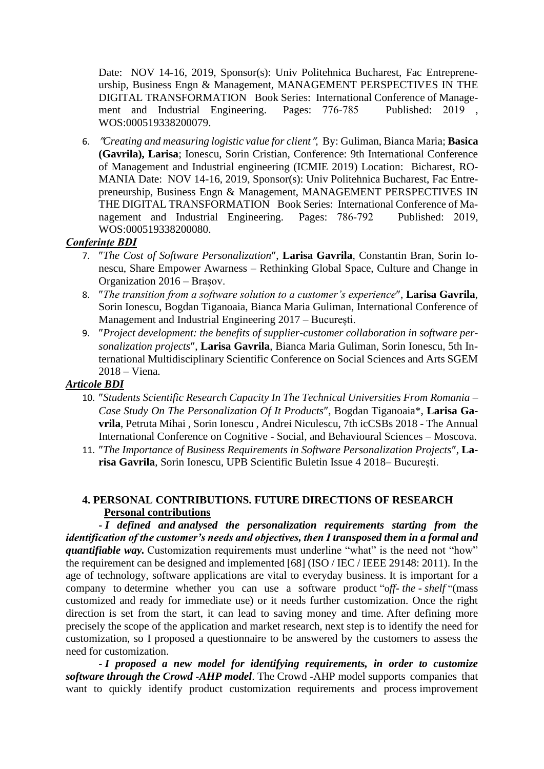Date: NOV 14-16, 2019, Sponsor(s): Univ Politehnica Bucharest, Fac Entrepreneurship, Business Engn & Management, MANAGEMENT PERSPECTIVES IN THE DIGITAL TRANSFORMATION Book Series: International Conference of Management and Industrial Engineering. Pages: 776-785 Published: 2019 , WOS:000519338200079.

6. *"Creating and measuring logistic value for client"*, By: Guliman, Bianca Maria; **Basica (Gavrila), Larisa**; Ionescu, Sorin Cristian, Conference: 9th International Conference of Management and Industrial engineering (ICMIE 2019) Location: Bicharest, ROMANIA Date: NOV 14-16, 2019, Sponsor(s): Univ Politehnica Bucharest, Fac Entrepreneurship, Business Engn & Management, MANAGEMENT PERSPECTIVES IN THE DIGITAL TRANSFORMATION Book Series: International Conference of Management and Industrial Engineering. Pages: 786-792 Published: 2019, WOS:000519338200080.

***Conferințe BDI***

7. "*The Cost of Software Personalization*", **Larisa Gavrila**, Constantin Bran, Sorin Ionescu, Share Empower Awarness – Rethinking Global Space, Culture and Change in Organization 2016 – Brașov.
8. "*The transition from a software solution to a customer's experience*", **Larisa Gavrila**, Sorin Ionescu, Bogdan Tiganoaia, Bianca Maria Guliman, International Conference of Management and Industrial Engineering 2017 – București.
9. "*Project development: the benefits of supplier-customer collaboration in software personalization projects*", **Larisa Gavrila**, Bianca Maria Guliman, Sorin Ionescu, 5th International Multidisciplinary Scientific Conference on Social Sciences and Arts SGEM 2018 – Viena.

***Articole BDI***

10. "*Students Scientific Research Capacity In The Technical Universities From Romania – Case Study On The Personalization Of It Products*", Bogdan Tiganoaia*, **Larisa Gavrila**, Petruta Mihai , Sorin Ionescu , Andrei Niculescu, 7th icCSBs 2018 - The Annual International Conference on Cognitive - Social, and Behavioural Sciences – Moscova.
11. "*The Importance of Business Requirements in Software Personalization Projects*", **Larisa Gavrila**, Sorin Ionescu, UPB Scientific Buletin Issue 4 2018– București.

## 4. PERSONAL CONTRIBUTIONS. FUTURE DIRECTIONS OF RESEARCH

**Personal contributions**

***- I defined and analysed the personalization requirements starting from the identification of the customer's needs and objectives, then I transposed them in a formal and quantifiable way.*** Customization requirements must underline "what" is the need not "how" the requirement can be designed and implemented [68] (ISO / IEC / IEEE 29148: 2011). In the age of technology, software applications are vital to everyday business. It is important for a company to determine whether you can use a software product "*off- the - shelf* "(mass customized and ready for immediate use) or it needs further customization. Once the right direction is set from the start, it can lead to saving money and time. After defining more precisely the scope of the application and market research, next step is to identify the need for customization, so I proposed a questionnaire to be answered by the customers to assess the need for customization.

***- I proposed a new model for identifying requirements, in order to customize software through the Crowd -AHP model***. The Crowd -AHP model supports companies that want to quickly identify product customization requirements and process improvement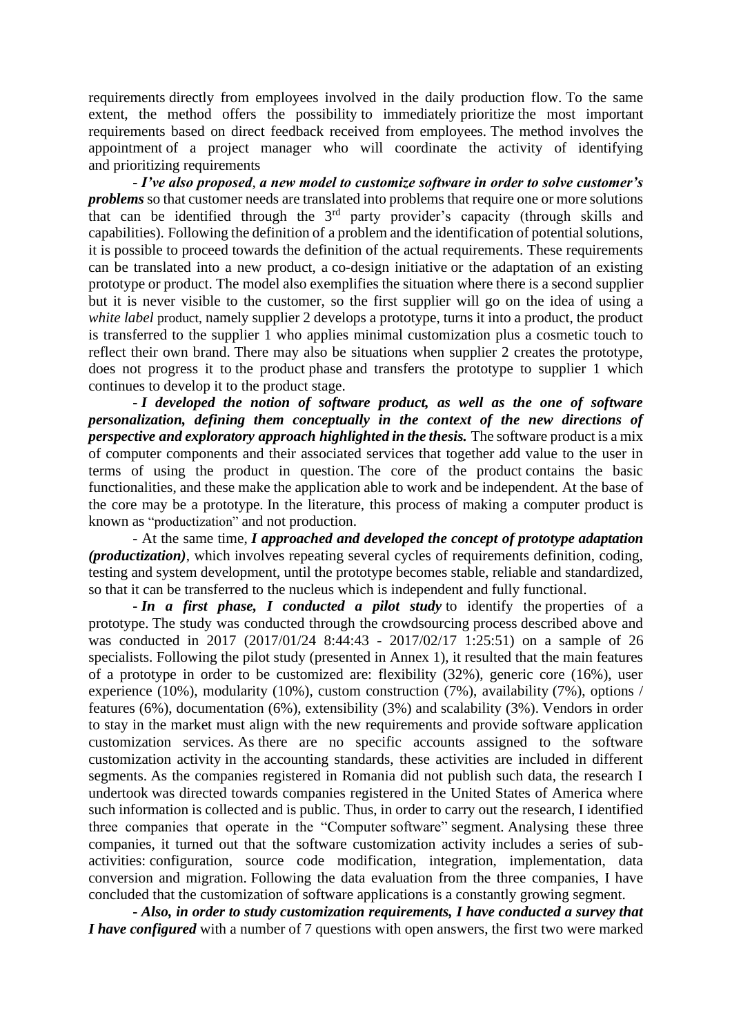requirements directly from employees involved in the daily production flow. To the same extent, the method offers the possibility to immediately prioritize the most important requirements based on direct feedback received from employees. The method involves the appointment of a project manager who will coordinate the activity of identifying and prioritizing requirements

- ***I've also proposed*, *a new model to customize software in order to solve customer's problems*** so that customer needs are translated into problems that require one or more solutions that can be identified through the 3rd party provider's capacity (through skills and capabilities). Following the definition of a problem and the identification of potential solutions, it is possible to proceed towards the definition of the actual requirements. These requirements can be translated into a new product, a co-design initiative or the adaptation of an existing prototype or product. The model also exemplifies the situation where there is a second supplier but it is never visible to the customer, so the first supplier will go on the idea of using a *white label* product, namely supplier 2 develops a prototype, turns it into a product, the product is transferred to the supplier 1 who applies minimal customization plus a cosmetic touch to reflect their own brand. There may also be situations when supplier 2 creates the prototype, does not progress it to the product phase and transfers the prototype to supplier 1 which continues to develop it to the product stage.

- ***I developed the notion of software product, as well as the one of software personalization, defining them conceptually in the context of the new directions of perspective and exploratory approach highlighted in the thesis.*** The software product is a mix of computer components and their associated services that together add value to the user in terms of using the product in question. The core of the product contains the basic functionalities, and these make the application able to work and be independent. At the base of the core may be a prototype. In the literature, this process of making a computer product is known as "productization" and not production.

- At the same time, ***I approached and developed the concept of prototype adaptation (productization)***, which involves repeating several cycles of requirements definition, coding, testing and system development, until the prototype becomes stable, reliable and standardized, so that it can be transferred to the nucleus which is independent and fully functional.

- ***In a first phase, I conducted a pilot study*** to identify the properties of a prototype. The study was conducted through the crowdsourcing process described above and was conducted in 2017 (2017/01/24 8:44:43 - 2017/02/17 1:25:51) on a sample of 26 specialists. Following the pilot study (presented in Annex 1), it resulted that the main features of a prototype in order to be customized are: flexibility (32%), generic core (16%), user experience (10%), modularity (10%), custom construction (7%), availability (7%), options / features (6%), documentation (6%), extensibility (3%) and scalability (3%). Vendors in order to stay in the market must align with the new requirements and provide software application customization services. As there are no specific accounts assigned to the software customization activity in the accounting standards, these activities are included in different segments. As the companies registered in Romania did not publish such data, the research I undertook was directed towards companies registered in the United States of America where such information is collected and is public. Thus, in order to carry out the research, I identified three companies that operate in the "Computer software" segment. Analysing these three companies, it turned out that the software customization activity includes a series of sub-activities: configuration, source code modification, integration, implementation, data conversion and migration. Following the data evaluation from the three companies, I have concluded that the customization of software applications is a constantly growing segment.

- ***Also, in order to study customization requirements, I have conducted a survey that I have configured*** with a number of 7 questions with open answers, the first two were marked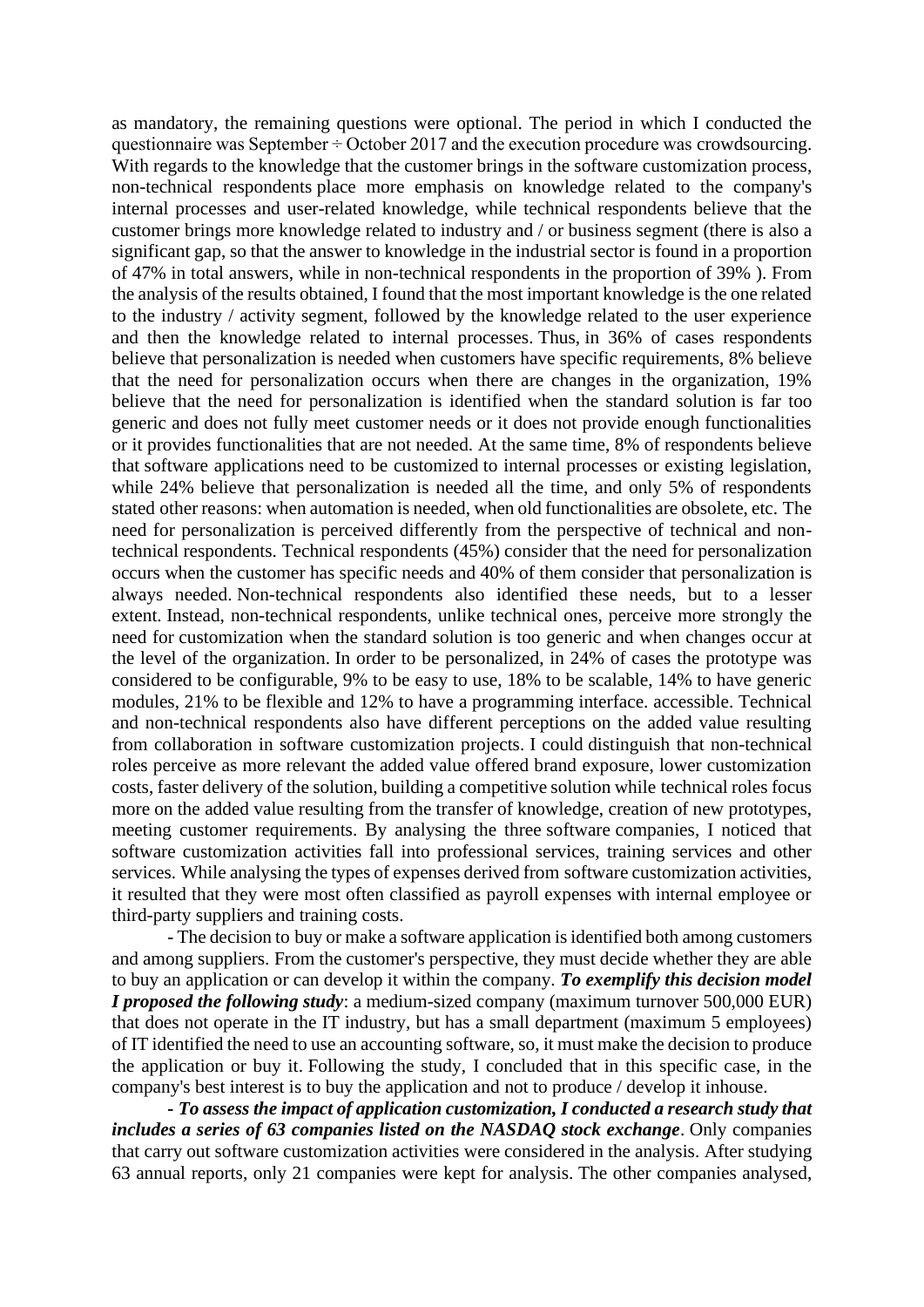as mandatory, the remaining questions were optional. The period in which I conducted the questionnaire was September ÷ October 2017 and the execution procedure was crowdsourcing. With regards to the knowledge that the customer brings in the software customization process, non-technical respondents place more emphasis on knowledge related to the company's internal processes and user-related knowledge, while technical respondents believe that the customer brings more knowledge related to industry and / or business segment (there is also a significant gap, so that the answer to knowledge in the industrial sector is found in a proportion of 47% in total answers, while in non-technical respondents in the proportion of 39% ). From the analysis of the results obtained, I found that the most important knowledge is the one related to the industry / activity segment, followed by the knowledge related to the user experience and then the knowledge related to internal processes. Thus, in 36% of cases respondents believe that personalization is needed when customers have specific requirements, 8% believe that the need for personalization occurs when there are changes in the organization, 19% believe that the need for personalization is identified when the standard solution is far too generic and does not fully meet customer needs or it does not provide enough functionalities or it provides functionalities that are not needed. At the same time, 8% of respondents believe that software applications need to be customized to internal processes or existing legislation, while 24% believe that personalization is needed all the time, and only 5% of respondents stated other reasons: when automation is needed, when old functionalities are obsolete, etc. The need for personalization is perceived differently from the perspective of technical and non-technical respondents. Technical respondents (45%) consider that the need for personalization occurs when the customer has specific needs and 40% of them consider that personalization is always needed. Non-technical respondents also identified these needs, but to a lesser extent. Instead, non-technical respondents, unlike technical ones, perceive more strongly the need for customization when the standard solution is too generic and when changes occur at the level of the organization. In order to be personalized, in 24% of cases the prototype was considered to be configurable, 9% to be easy to use, 18% to be scalable, 14% to have generic modules, 21% to be flexible and 12% to have a programming interface. accessible. Technical and non-technical respondents also have different perceptions on the added value resulting from collaboration in software customization projects. I could distinguish that non-technical roles perceive as more relevant the added value offered brand exposure, lower customization costs, faster delivery of the solution, building a competitive solution while technical roles focus more on the added value resulting from the transfer of knowledge, creation of new prototypes, meeting customer requirements. By analysing the three software companies, I noticed that software customization activities fall into professional services, training services and other services. While analysing the types of expenses derived from software customization activities, it resulted that they were most often classified as payroll expenses with internal employee or third-party suppliers and training costs.

- The decision to buy or make a software application is identified both among customers and among suppliers. From the customer's perspective, they must decide whether they are able to buy an application or can develop it within the company. ***To exemplify this decision model I proposed the following study***: a medium-sized company (maximum turnover 500,000 EUR) that does not operate in the IT industry, but has a small department (maximum 5 employees) of IT identified the need to use an accounting software, so, it must make the decision to produce the application or buy it. Following the study, I concluded that in this specific case, in the company's best interest is to buy the application and not to produce / develop it inhouse.

- ***To assess the impact of application customization, I conducted a research study that includes a series of 63 companies listed on the NASDAQ stock exchange***. Only companies that carry out software customization activities were considered in the analysis. After studying 63 annual reports, only 21 companies were kept for analysis. The other companies analysed,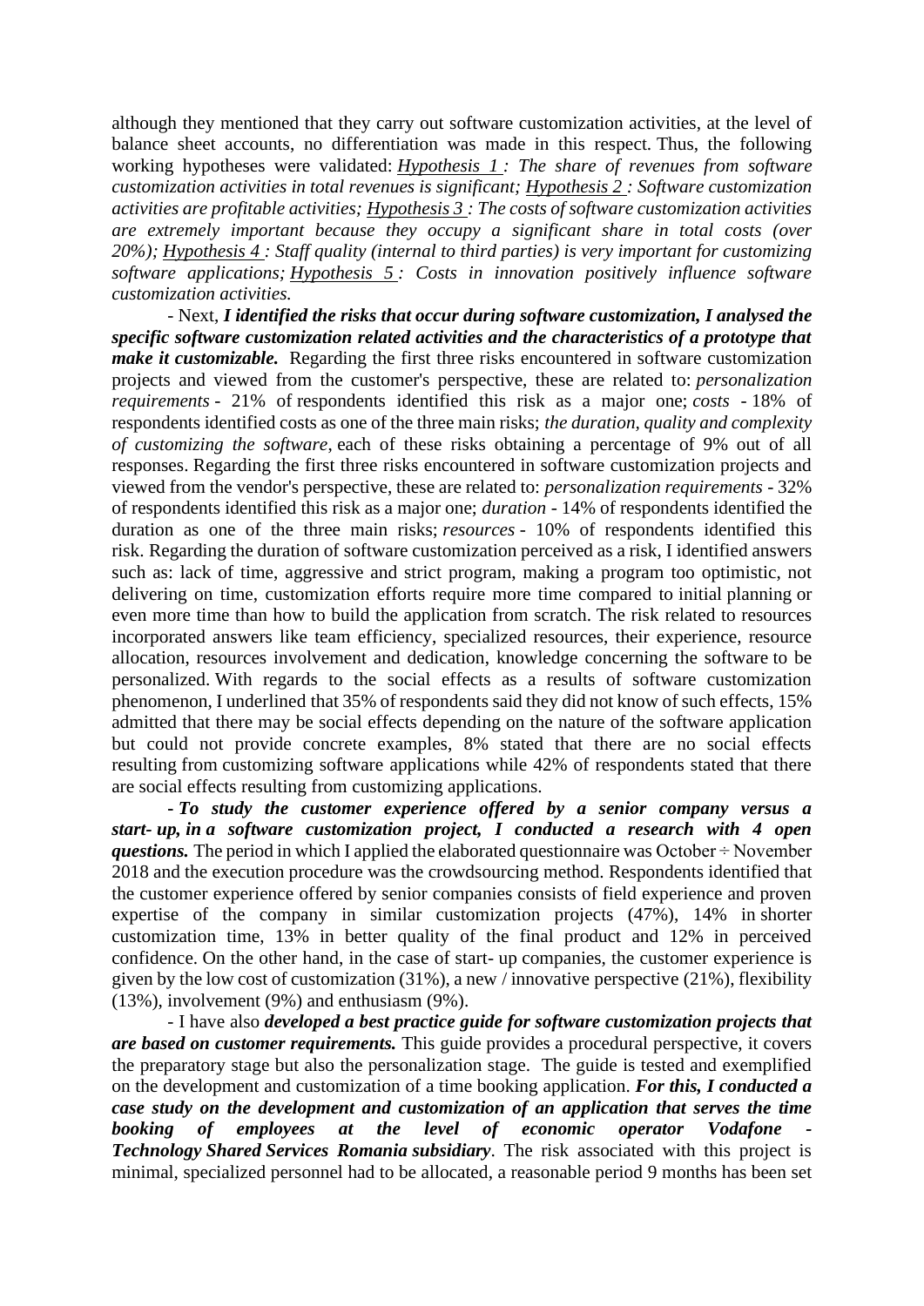although they mentioned that they carry out software customization activities, at the level of balance sheet accounts, no differentiation was made in this respect. Thus, the following working hypotheses were validated: ***Hypothesis 1*** *: The share of revenues from software customization activities in total revenues is significant;* ***Hypothesis 2*** *: Software customization activities are profitable activities;* ***Hypothesis 3*** *: The costs of software customization activities are extremely important because they occupy a significant share in total costs (over 20%);* ***Hypothesis 4*** *: Staff quality (internal to third parties) is very important for customizing software applications;* ***Hypothesis 5*** *: Costs in innovation positively influence software customization activities.*

- Next, ***I identified the risks that occur during software customization, I analysed the specific software customization related activities and the characteristics of a prototype that make it customizable.*** Regarding the first three risks encountered in software customization projects and viewed from the customer's perspective, these are related to: *personalization requirements* - 21% of respondents identified this risk as a major one; *costs* - 18% of respondents identified costs as one of the three main risks; *the duration, quality and complexity of customizing the software*, each of these risks obtaining a percentage of 9% out of all responses. Regarding the first three risks encountered in software customization projects and viewed from the vendor's perspective, these are related to: *personalization requirements* - 32% of respondents identified this risk as a major one; *duration* - 14% of respondents identified the duration as one of the three main risks; *resources* - 10% of respondents identified this risk. Regarding the duration of software customization perceived as a risk, I identified answers such as: lack of time, aggressive and strict program, making a program too optimistic, not delivering on time, customization efforts require more time compared to initial planning or even more time than how to build the application from scratch. The risk related to resources incorporated answers like team efficiency, specialized resources, their experience, resource allocation, resources involvement and dedication, knowledge concerning the software to be personalized. With regards to the social effects as a results of software customization phenomenon, I underlined that 35% of respondents said they did not know of such effects, 15% admitted that there may be social effects depending on the nature of the software application but could not provide concrete examples, 8% stated that there are no social effects resulting from customizing software applications while 42% of respondents stated that there are social effects resulting from customizing applications.

***- To study the customer experience offered by a senior company versus a start- up, in a software customization project, I conducted a research with 4 open questions.*** The period in which I applied the elaborated questionnaire was October ÷ November 2018 and the execution procedure was the crowdsourcing method. Respondents identified that the customer experience offered by senior companies consists of field experience and proven expertise of the company in similar customization projects (47%), 14% in shorter customization time, 13% in better quality of the final product and 12% in perceived confidence. On the other hand, in the case of start- up companies, the customer experience is given by the low cost of customization (31%), a new / innovative perspective (21%), flexibility (13%), involvement (9%) and enthusiasm (9%).

- I have also ***developed a best practice guide for software customization projects that are based on customer requirements.*** This guide provides a procedural perspective, it covers the preparatory stage but also the personalization stage. The guide is tested and exemplified on the development and customization of a time booking application. ***For this, I conducted a case study on the development and customization of an application that serves the time booking of employees at the level of economic operator Vodafone - Technology Shared Services Romania subsidiary***. The risk associated with this project is minimal, specialized personnel had to be allocated, a reasonable period 9 months has been set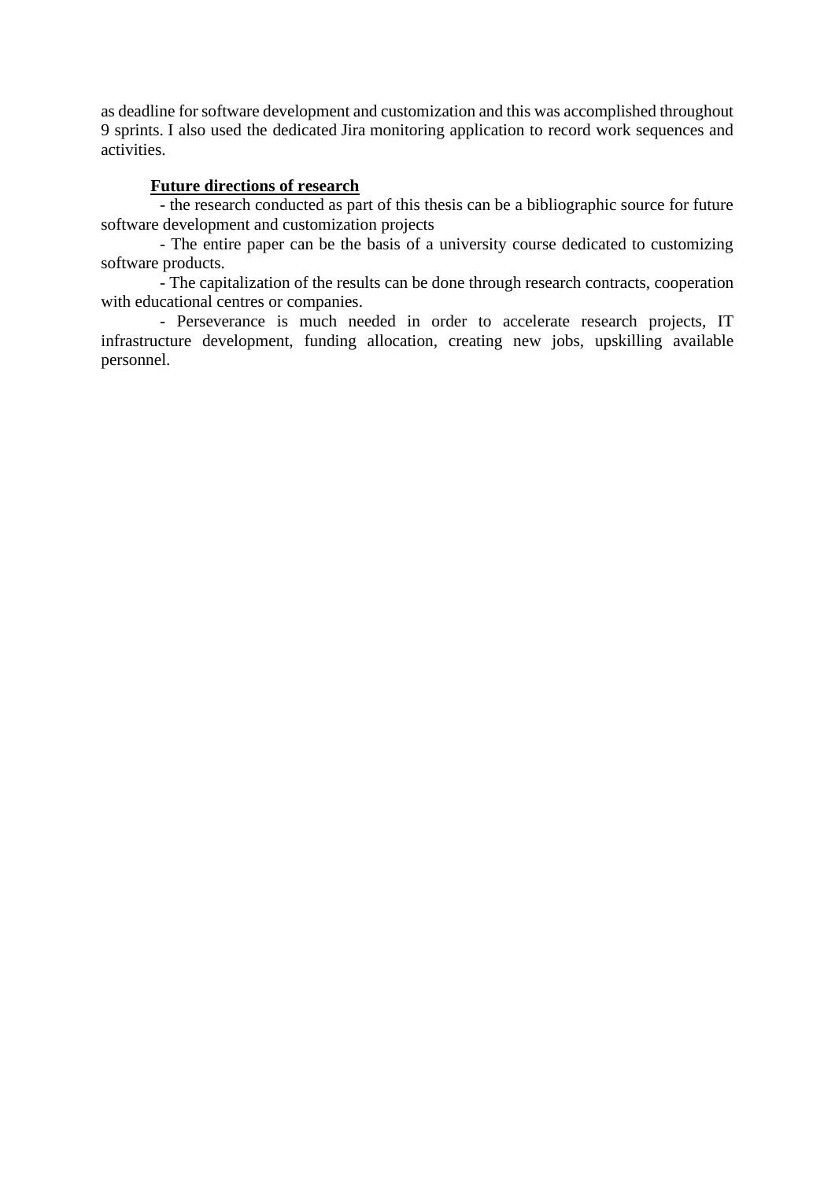as deadline for software development and customization and this was accomplished throughout 9 sprints. I also used the dedicated Jira monitoring application to record work sequences and activities.

**Future directions of research**

- the research conducted as part of this thesis can be a bibliographic source for future software development and customization projects
- The entire paper can be the basis of a university course dedicated to customizing software products.
- The capitalization of the results can be done through research contracts, cooperation with educational centres or companies.
- Perseverance is much needed in order to accelerate research projects, IT infrastructure development, funding allocation, creating new jobs, upskilling available personnel.